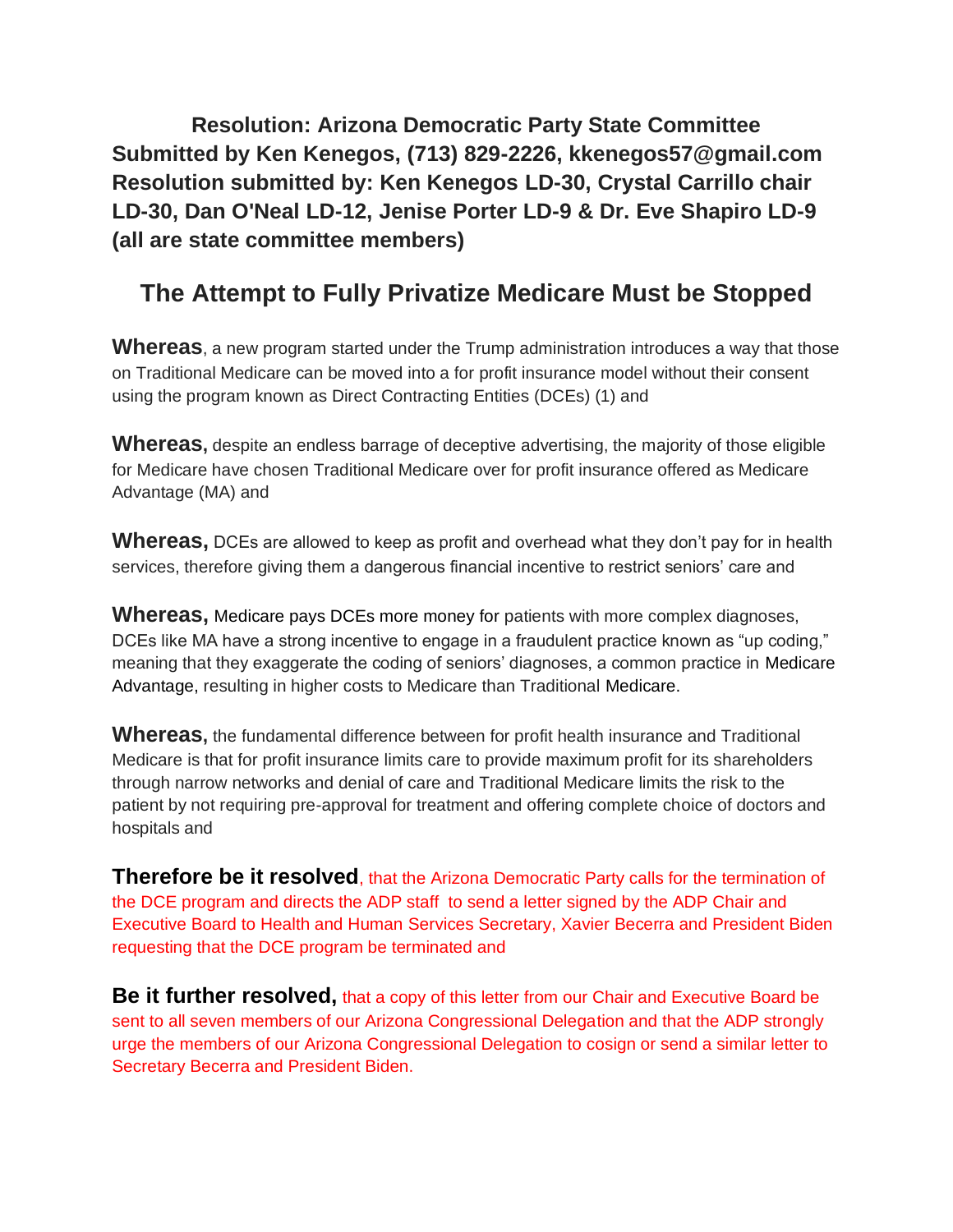**Resolution: Arizona Democratic Party State Committee**
**Submitted by Ken Kenegos, (713) 829-2226, kkenegos57@gmail.com**
**Resolution submitted by: Ken Kenegos LD-30, Crystal Carrillo chair LD-30, Dan O'Neal LD-12, Jenise Porter LD-9 & Dr. Eve Shapiro LD-9 (all are state committee members)**

## The Attempt to Fully Privatize Medicare Must be Stopped

**Whereas**, a new program started under the Trump administration introduces a way that those on Traditional Medicare can be moved into a for profit insurance model without their consent using the program known as Direct Contracting Entities (DCEs) (1) and

**Whereas,** despite an endless barrage of deceptive advertising, the majority of those eligible for Medicare have chosen Traditional Medicare over for profit insurance offered as Medicare Advantage (MA) and

**Whereas,** DCEs are allowed to keep as profit and overhead what they don't pay for in health services, therefore giving them a dangerous financial incentive to restrict seniors' care and

**Whereas,** Medicare pays DCEs more money for patients with more complex diagnoses, DCEs like MA have a strong incentive to engage in a fraudulent practice known as "up coding," meaning that they exaggerate the coding of seniors' diagnoses, a common practice in Medicare Advantage, resulting in higher costs to Medicare than Traditional Medicare.

**Whereas,** the fundamental difference between for profit health insurance and Traditional Medicare is that for profit insurance limits care to provide maximum profit for its shareholders through narrow networks and denial of care and Traditional Medicare limits the risk to the patient by not requiring pre-approval for treatment and offering complete choice of doctors and hospitals and

**Therefore be it resolved**, that the Arizona Democratic Party calls for the termination of the DCE program and directs the ADP staff to send a letter signed by the ADP Chair and Executive Board to Health and Human Services Secretary, Xavier Becerra and President Biden requesting that the DCE program be terminated and

**Be it further resolved,** that a copy of this letter from our Chair and Executive Board be sent to all seven members of our Arizona Congressional Delegation and that the ADP strongly urge the members of our Arizona Congressional Delegation to cosign or send a similar letter to Secretary Becerra and President Biden.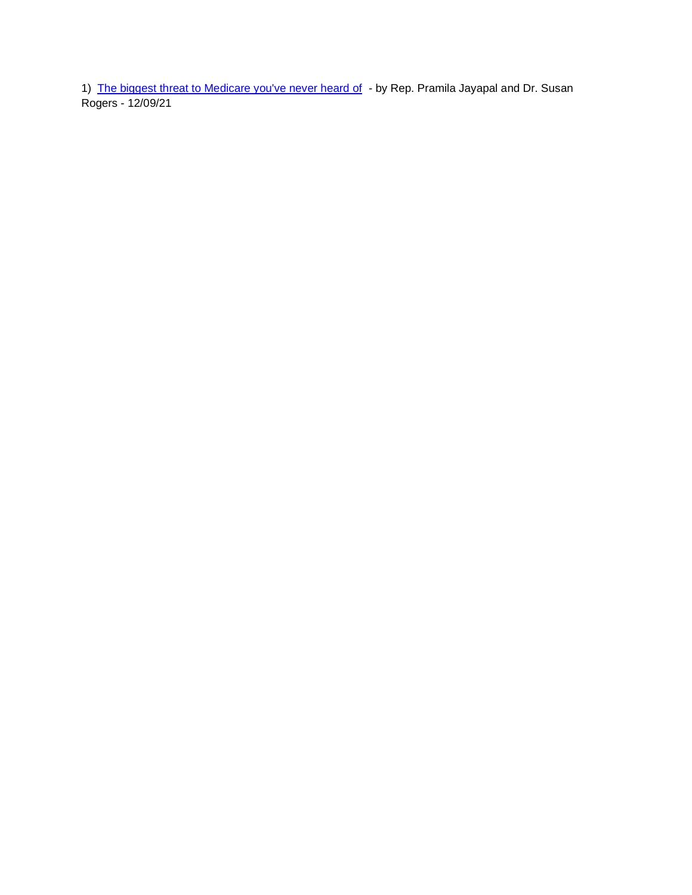1) The biggest threat to Medicare you've never heard of - by Rep. Pramila Jayapal and Dr. Susan Rogers - 12/09/21